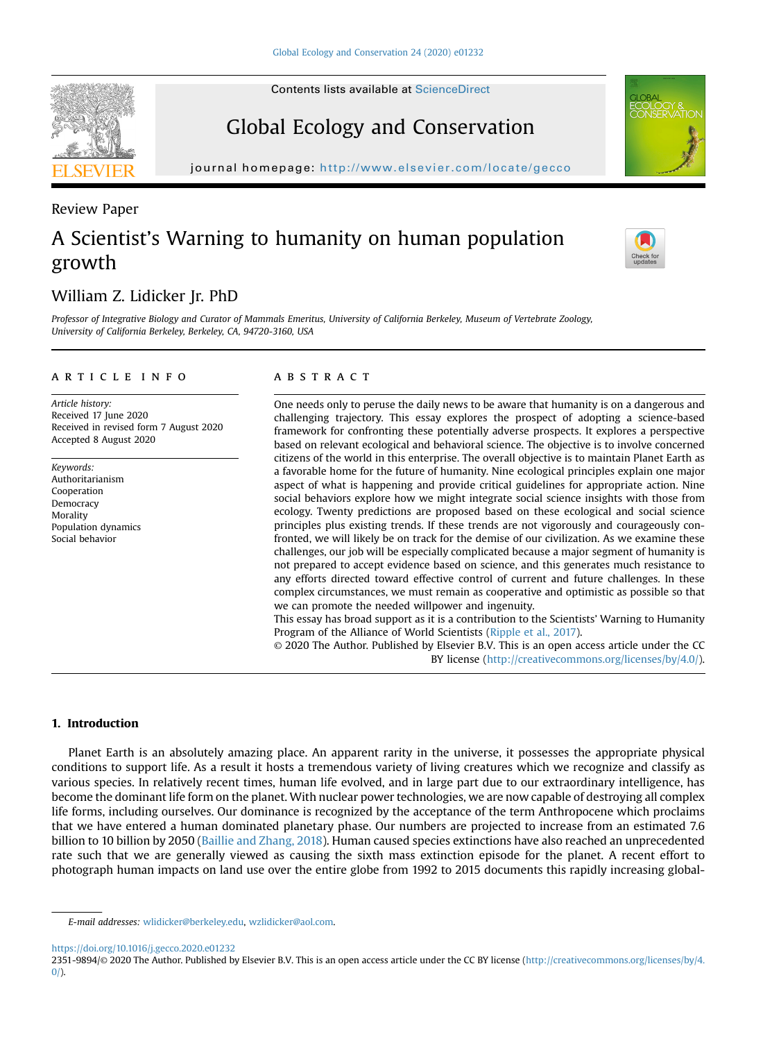Review Paper

# A Scientist's Warning to humanity on human population growth

William Z. Lidicker Jr. PhD

*Professor of Integrative Biology and Curator of Mammals Emeritus, University of California Berkeley, Museum of Vertebrate Zoology, University of California Berkeley, Berkeley, CA, 94720-3160, USA*

## ARTICLE INFO

*Article history:*
Received 17 June 2020
Received in revised form 7 August 2020
Accepted 8 August 2020

*Keywords:*
Authoritarianism
Cooperation
Democracy
Morality
Population dynamics
Social behavior

## ABSTRACT

One needs only to peruse the daily news to be aware that humanity is on a dangerous and challenging trajectory. This essay explores the prospect of adopting a science-based framework for confronting these potentially adverse prospects. It explores a perspective based on relevant ecological and behavioral science. The objective is to involve concerned citizens of the world in this enterprise. The overall objective is to maintain Planet Earth as a favorable home for the future of humanity. Nine ecological principles explain one major aspect of what is happening and provide critical guidelines for appropriate action. Nine social behaviors explore how we might integrate social science insights with those from ecology. Twenty predictions are proposed based on these ecological and social science principles plus existing trends. If these trends are not vigorously and courageously confronted, we will likely be on track for the demise of our civilization. As we examine these challenges, our job will be especially complicated because a major segment of humanity is not prepared to accept evidence based on science, and this generates much resistance to any efforts directed toward effective control of current and future challenges. In these complex circumstances, we must remain as cooperative and optimistic as possible so that we can promote the needed willpower and ingenuity.

This essay has broad support as it is a contribution to the Scientists' Warning to Humanity Program of the Alliance of World Scientists (Ripple et al., 2017).

© 2020 The Author. Published by Elsevier B.V. This is an open access article under the CC BY license (http://creativecommons.org/licenses/by/4.0/).

## 1. Introduction

Planet Earth is an absolutely amazing place. An apparent rarity in the universe, it possesses the appropriate physical conditions to support life. As a result it hosts a tremendous variety of living creatures which we recognize and classify as various species. In relatively recent times, human life evolved, and in large part due to our extraordinary intelligence, has become the dominant life form on the planet. With nuclear power technologies, we are now capable of destroying all complex life forms, including ourselves. Our dominance is recognized by the acceptance of the term Anthropocene which proclaims that we have entered a human dominated planetary phase. Our numbers are projected to increase from an estimated 7.6 billion to 10 billion by 2050 (Baillie and Zhang, 2018). Human caused species extinctions have also reached an unprecedented rate such that we are generally viewed as causing the sixth mass extinction episode for the planet. A recent effort to photograph human impacts on land use over the entire globe from 1992 to 2015 documents this rapidly increasing global-

*E-mail addresses:* wlidicker@berkeley.edu, wzlidicker@aol.com.

https://doi.org/10.1016/j.gecco.2020.e01232
2351-9894/© 2020 The Author. Published by Elsevier B.V. This is an open access article under the CC BY license (http://creativecommons.org/licenses/by/4.0/).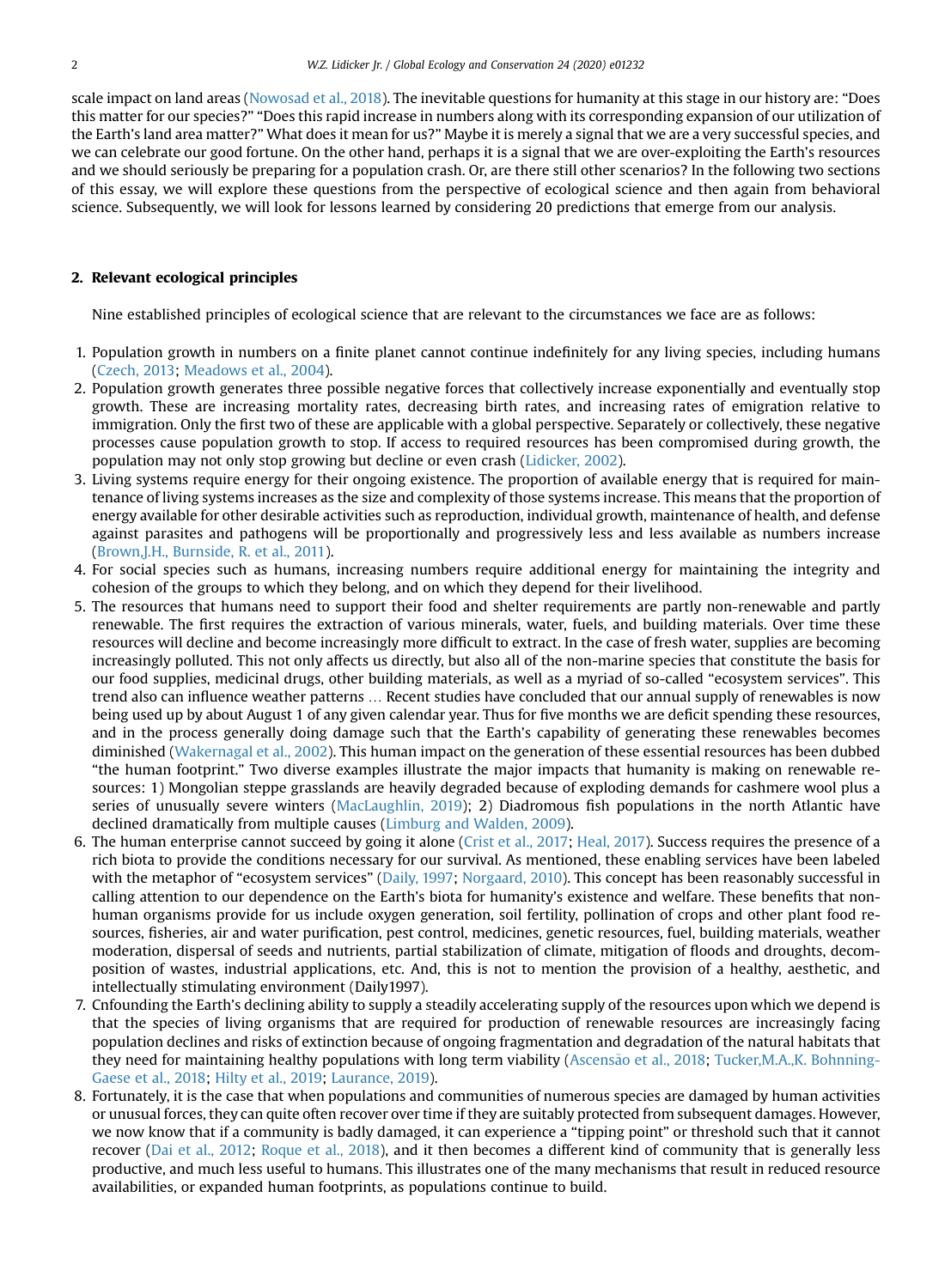scale impact on land areas (Nowosad et al., 2018). The inevitable questions for humanity at this stage in our history are: "Does this matter for our species?" "Does this rapid increase in numbers along with its corresponding expansion of our utilization of the Earth's land area matter?" What does it mean for us?" Maybe it is merely a signal that we are a very successful species, and we can celebrate our good fortune. On the other hand, perhaps it is a signal that we are over-exploiting the Earth's resources and we should seriously be preparing for a population crash. Or, are there still other scenarios? In the following two sections of this essay, we will explore these questions from the perspective of ecological science and then again from behavioral science. Subsequently, we will look for lessons learned by considering 20 predictions that emerge from our analysis.

## 2. Relevant ecological principles

Nine established principles of ecological science that are relevant to the circumstances we face are as follows:

1. Population growth in numbers on a finite planet cannot continue indefinitely for any living species, including humans (Czech, 2013; Meadows et al., 2004).
2. Population growth generates three possible negative forces that collectively increase exponentially and eventually stop growth. These are increasing mortality rates, decreasing birth rates, and increasing rates of emigration relative to immigration. Only the first two of these are applicable with a global perspective. Separately or collectively, these negative processes cause population growth to stop. If access to required resources has been compromised during growth, the population may not only stop growing but decline or even crash (Lidicker, 2002).
3. Living systems require energy for their ongoing existence. The proportion of available energy that is required for maintenance of living systems increases as the size and complexity of those systems increase. This means that the proportion of energy available for other desirable activities such as reproduction, individual growth, maintenance of health, and defense against parasites and pathogens will be proportionally and progressively less and less available as numbers increase (Brown,J.H., Burnside, R. et al., 2011).
4. For social species such as humans, increasing numbers require additional energy for maintaining the integrity and cohesion of the groups to which they belong, and on which they depend for their livelihood.
5. The resources that humans need to support their food and shelter requirements are partly non-renewable and partly renewable. The first requires the extraction of various minerals, water, fuels, and building materials. Over time these resources will decline and become increasingly more difficult to extract. In the case of fresh water, supplies are becoming increasingly polluted. This not only affects us directly, but also all of the non-marine species that constitute the basis for our food supplies, medicinal drugs, other building materials, as well as a myriad of so-called "ecosystem services". This trend also can influence weather patterns … Recent studies have concluded that our annual supply of renewables is now being used up by about August 1 of any given calendar year. Thus for five months we are deficit spending these resources, and in the process generally doing damage such that the Earth's capability of generating these renewables becomes diminished (Wakernagal et al., 2002). This human impact on the generation of these essential resources has been dubbed "the human footprint." Two diverse examples illustrate the major impacts that humanity is making on renewable resources: 1) Mongolian steppe grasslands are heavily degraded because of exploding demands for cashmere wool plus a series of unusually severe winters (MacLaughlin, 2019); 2) Diadromous fish populations in the north Atlantic have declined dramatically from multiple causes (Limburg and Walden, 2009).
6. The human enterprise cannot succeed by going it alone (Crist et al., 2017; Heal, 2017). Success requires the presence of a rich biota to provide the conditions necessary for our survival. As mentioned, these enabling services have been labeled with the metaphor of "ecosystem services" (Daily, 1997; Norgaard, 2010). This concept has been reasonably successful in calling attention to our dependence on the Earth's biota for humanity's existence and welfare. These benefits that non-human organisms provide for us include oxygen generation, soil fertility, pollination of crops and other plant food resources, fisheries, air and water purification, pest control, medicines, genetic resources, fuel, building materials, weather moderation, dispersal of seeds and nutrients, partial stabilization of climate, mitigation of floods and droughts, decomposition of wastes, industrial applications, etc. And, this is not to mention the provision of a healthy, aesthetic, and intellectually stimulating environment (Daily1997).
7. Cnfounding the Earth's declining ability to supply a steadily accelerating supply of the resources upon which we depend is that the species of living organisms that are required for production of renewable resources are increasingly facing population declines and risks of extinction because of ongoing fragmentation and degradation of the natural habitats that they need for maintaining healthy populations with long term viability (Ascensão et al., 2018; Tucker,M.A.,K. Bohnning-Gaese et al., 2018; Hilty et al., 2019; Laurance, 2019).
8. Fortunately, it is the case that when populations and communities of numerous species are damaged by human activities or unusual forces, they can quite often recover over time if they are suitably protected from subsequent damages. However, we now know that if a community is badly damaged, it can experience a "tipping point" or threshold such that it cannot recover (Dai et al., 2012; Roque et al., 2018), and it then becomes a different kind of community that is generally less productive, and much less useful to humans. This illustrates one of the many mechanisms that result in reduced resource availabilities, or expanded human footprints, as populations continue to build.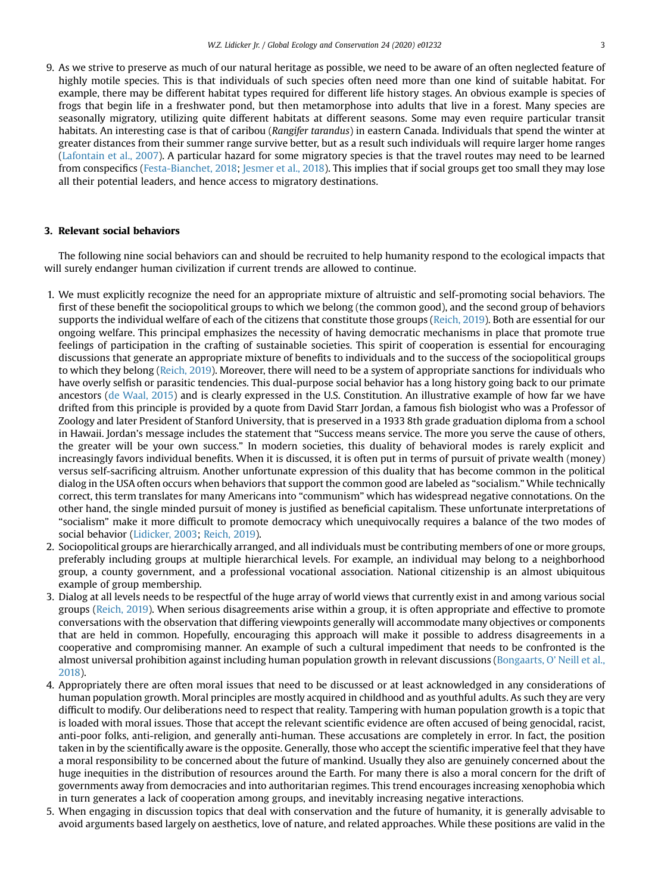9. As we strive to preserve as much of our natural heritage as possible, we need to be aware of an often neglected feature of highly motile species. This is that individuals of such species often need more than one kind of suitable habitat. For example, there may be different habitat types required for different life history stages. An obvious example is species of frogs that begin life in a freshwater pond, but then metamorphose into adults that live in a forest. Many species are seasonally migratory, utilizing quite different habitats at different seasons. Some may even require particular transit habitats. An interesting case is that of caribou (*Rangifer tarandus*) in eastern Canada. Individuals that spend the winter at greater distances from their summer range survive better, but as a result such individuals will require larger home ranges (Lafontain et al., 2007). A particular hazard for some migratory species is that the travel routes may need to be learned from conspecifics (Festa-Bianchet, 2018; Jesmer et al., 2018). This implies that if social groups get too small they may lose all their potential leaders, and hence access to migratory destinations.

## 3. Relevant social behaviors

The following nine social behaviors can and should be recruited to help humanity respond to the ecological impacts that will surely endanger human civilization if current trends are allowed to continue.

1. We must explicitly recognize the need for an appropriate mixture of altruistic and self-promoting social behaviors. The first of these benefit the sociopolitical groups to which we belong (the common good), and the second group of behaviors supports the individual welfare of each of the citizens that constitute those groups (Reich, 2019). Both are essential for our ongoing welfare. This principal emphasizes the necessity of having democratic mechanisms in place that promote true feelings of participation in the crafting of sustainable societies. This spirit of cooperation is essential for encouraging discussions that generate an appropriate mixture of benefits to individuals and to the success of the sociopolitical groups to which they belong (Reich, 2019). Moreover, there will need to be a system of appropriate sanctions for individuals who have overly selfish or parasitic tendencies. This dual-purpose social behavior has a long history going back to our primate ancestors (de Waal, 2015) and is clearly expressed in the U.S. Constitution. An illustrative example of how far we have drifted from this principle is provided by a quote from David Starr Jordan, a famous fish biologist who was a Professor of Zoology and later President of Stanford University, that is preserved in a 1933 8th grade graduation diploma from a school in Hawaii. Jordan's message includes the statement that "Success means service. The more you serve the cause of others, the greater will be your own success." In modern societies, this duality of behavioral modes is rarely explicit and increasingly favors individual benefits. When it is discussed, it is often put in terms of pursuit of private wealth (money) versus self-sacrificing altruism. Another unfortunate expression of this duality that has become common in the political dialog in the USA often occurs when behaviors that support the common good are labeled as "socialism." While technically correct, this term translates for many Americans into "communism" which has widespread negative connotations. On the other hand, the single minded pursuit of money is justified as beneficial capitalism. These unfortunate interpretations of "socialism" make it more difficult to promote democracy which unequivocally requires a balance of the two modes of social behavior (Lidicker, 2003; Reich, 2019).
2. Sociopolitical groups are hierarchically arranged, and all individuals must be contributing members of one or more groups, preferably including groups at multiple hierarchical levels. For example, an individual may belong to a neighborhood group, a county government, and a professional vocational association. National citizenship is an almost ubiquitous example of group membership.
3. Dialog at all levels needs to be respectful of the huge array of world views that currently exist in and among various social groups (Reich, 2019). When serious disagreements arise within a group, it is often appropriate and effective to promote conversations with the observation that differing viewpoints generally will accommodate many objectives or components that are held in common. Hopefully, encouraging this approach will make it possible to address disagreements in a cooperative and compromising manner. An example of such a cultural impediment that needs to be confronted is the almost universal prohibition against including human population growth in relevant discussions (Bongaarts, O' Neill et al., 2018).
4. Appropriately there are often moral issues that need to be discussed or at least acknowledged in any considerations of human population growth. Moral principles are mostly acquired in childhood and as youthful adults. As such they are very difficult to modify. Our deliberations need to respect that reality. Tampering with human population growth is a topic that is loaded with moral issues. Those that accept the relevant scientific evidence are often accused of being genocidal, racist, anti-poor folks, anti-religion, and generally anti-human. These accusations are completely in error. In fact, the position taken in by the scientifically aware is the opposite. Generally, those who accept the scientific imperative feel that they have a moral responsibility to be concerned about the future of mankind. Usually they also are genuinely concerned about the huge inequities in the distribution of resources around the Earth. For many there is also a moral concern for the drift of governments away from democracies and into authoritarian regimes. This trend encourages increasing xenophobia which in turn generates a lack of cooperation among groups, and inevitably increasing negative interactions.
5. When engaging in discussion topics that deal with conservation and the future of humanity, it is generally advisable to avoid arguments based largely on aesthetics, love of nature, and related approaches. While these positions are valid in the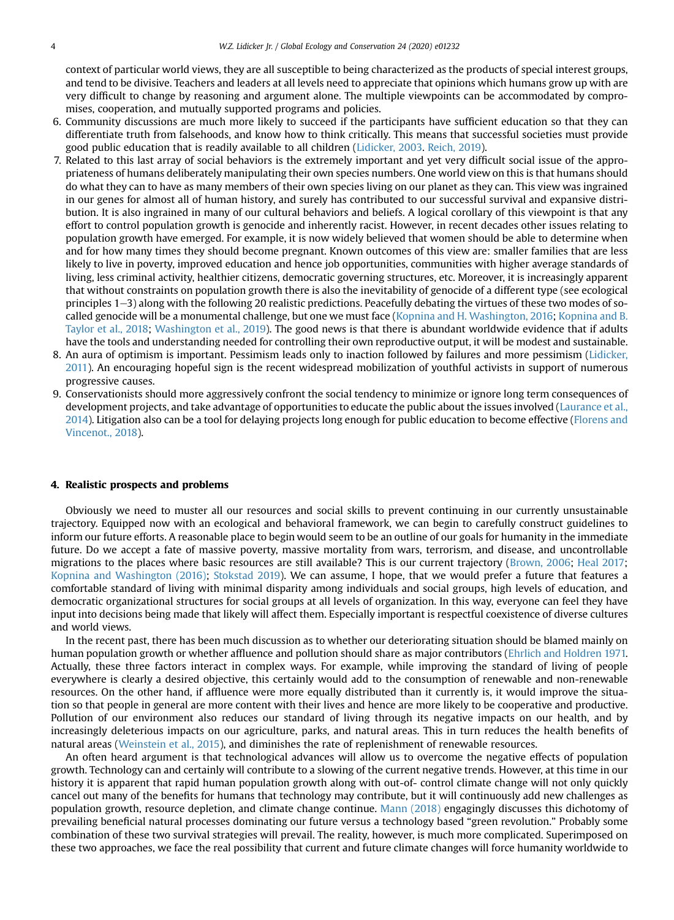context of particular world views, they are all susceptible to being characterized as the products of special interest groups, and tend to be divisive. Teachers and leaders at all levels need to appreciate that opinions which humans grow up with are very difficult to change by reasoning and argument alone. The multiple viewpoints can be accommodated by compromises, cooperation, and mutually supported programs and policies.

6. Community discussions are much more likely to succeed if the participants have sufficient education so that they can differentiate truth from falsehoods, and know how to think critically. This means that successful societies must provide good public education that is readily available to all children (Lidicker, 2003. Reich, 2019).
7. Related to this last array of social behaviors is the extremely important and yet very difficult social issue of the appropriateness of humans deliberately manipulating their own species numbers. One world view on this is that humans should do what they can to have as many members of their own species living on our planet as they can. This view was ingrained in our genes for almost all of human history, and surely has contributed to our successful survival and expansive distribution. It is also ingrained in many of our cultural behaviors and beliefs. A logical corollary of this viewpoint is that any effort to control population growth is genocide and inherently racist. However, in recent decades other issues relating to population growth have emerged. For example, it is now widely believed that women should be able to determine when and for how many times they should become pregnant. Known outcomes of this view are: smaller families that are less likely to live in poverty, improved education and hence job opportunities, communities with higher average standards of living, less criminal activity, healthier citizens, democratic governing structures, etc. Moreover, it is increasingly apparent that without constraints on population growth there is also the inevitability of genocide of a different type (see ecological principles 1–3) along with the following 20 realistic predictions. Peacefully debating the virtues of these two modes of so-called genocide will be a monumental challenge, but one we must face (Kopnina and H. Washington, 2016; Kopnina and B. Taylor et al., 2018; Washington et al., 2019). The good news is that there is abundant worldwide evidence that if adults have the tools and understanding needed for controlling their own reproductive output, it will be modest and sustainable.
8. An aura of optimism is important. Pessimism leads only to inaction followed by failures and more pessimism (Lidicker, 2011). An encouraging hopeful sign is the recent widespread mobilization of youthful activists in support of numerous progressive causes.
9. Conservationists should more aggressively confront the social tendency to minimize or ignore long term consequences of development projects, and take advantage of opportunities to educate the public about the issues involved (Laurance et al., 2014). Litigation also can be a tool for delaying projects long enough for public education to become effective (Florens and Vincenot., 2018).

## 4. Realistic prospects and problems

Obviously we need to muster all our resources and social skills to prevent continuing in our currently unsustainable trajectory. Equipped now with an ecological and behavioral framework, we can begin to carefully construct guidelines to inform our future efforts. A reasonable place to begin would seem to be an outline of our goals for humanity in the immediate future. Do we accept a fate of massive poverty, massive mortality from wars, terrorism, and disease, and uncontrollable migrations to the places where basic resources are still available? This is our current trajectory (Brown, 2006; Heal 2017; Kopnina and Washington (2016); Stokstad 2019). We can assume, I hope, that we would prefer a future that features a comfortable standard of living with minimal disparity among individuals and social groups, high levels of education, and democratic organizational structures for social groups at all levels of organization. In this way, everyone can feel they have input into decisions being made that likely will affect them. Especially important is respectful coexistence of diverse cultures and world views.

In the recent past, there has been much discussion as to whether our deteriorating situation should be blamed mainly on human population growth or whether affluence and pollution should share as major contributors (Ehrlich and Holdren 1971. Actually, these three factors interact in complex ways. For example, while improving the standard of living of people everywhere is clearly a desired objective, this certainly would add to the consumption of renewable and non-renewable resources. On the other hand, if affluence were more equally distributed than it currently is, it would improve the situation so that people in general are more content with their lives and hence are more likely to be cooperative and productive. Pollution of our environment also reduces our standard of living through its negative impacts on our health, and by increasingly deleterious impacts on our agriculture, parks, and natural areas. This in turn reduces the health benefits of natural areas (Weinstein et al., 2015), and diminishes the rate of replenishment of renewable resources.

An often heard argument is that technological advances will allow us to overcome the negative effects of population growth. Technology can and certainly will contribute to a slowing of the current negative trends. However, at this time in our history it is apparent that rapid human population growth along with out-of- control climate change will not only quickly cancel out many of the benefits for humans that technology may contribute, but it will continuously add new challenges as population growth, resource depletion, and climate change continue. Mann (2018) engagingly discusses this dichotomy of prevailing beneficial natural processes dominating our future versus a technology based "green revolution." Probably some combination of these two survival strategies will prevail. The reality, however, is much more complicated. Superimposed on these two approaches, we face the real possibility that current and future climate changes will force humanity worldwide to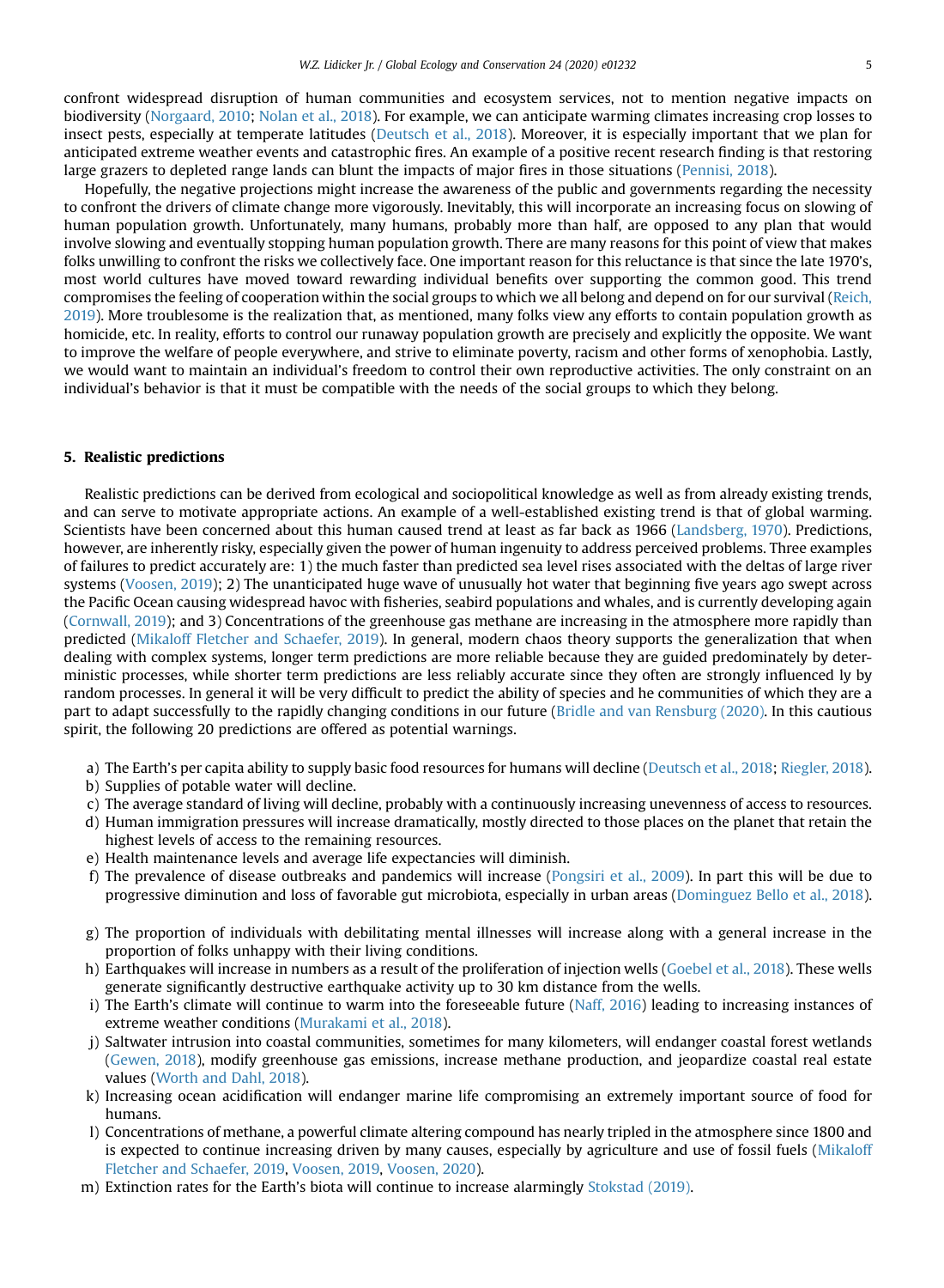confront widespread disruption of human communities and ecosystem services, not to mention negative impacts on biodiversity (Norgaard, 2010; Nolan et al., 2018). For example, we can anticipate warming climates increasing crop losses to insect pests, especially at temperate latitudes (Deutsch et al., 2018). Moreover, it is especially important that we plan for anticipated extreme weather events and catastrophic fires. An example of a positive recent research finding is that restoring large grazers to depleted range lands can blunt the impacts of major fires in those situations (Pennisi, 2018).

Hopefully, the negative projections might increase the awareness of the public and governments regarding the necessity to confront the drivers of climate change more vigorously. Inevitably, this will incorporate an increasing focus on slowing of human population growth. Unfortunately, many humans, probably more than half, are opposed to any plan that would involve slowing and eventually stopping human population growth. There are many reasons for this point of view that makes folks unwilling to confront the risks we collectively face. One important reason for this reluctance is that since the late 1970's, most world cultures have moved toward rewarding individual benefits over supporting the common good. This trend compromises the feeling of cooperation within the social groups to which we all belong and depend on for our survival (Reich, 2019). More troublesome is the realization that, as mentioned, many folks view any efforts to contain population growth as homicide, etc. In reality, efforts to control our runaway population growth are precisely and explicitly the opposite. We want to improve the welfare of people everywhere, and strive to eliminate poverty, racism and other forms of xenophobia. Lastly, we would want to maintain an individual's freedom to control their own reproductive activities. The only constraint on an individual's behavior is that it must be compatible with the needs of the social groups to which they belong.

## 5. Realistic predictions

Realistic predictions can be derived from ecological and sociopolitical knowledge as well as from already existing trends, and can serve to motivate appropriate actions. An example of a well-established existing trend is that of global warming. Scientists have been concerned about this human caused trend at least as far back as 1966 (Landsberg, 1970). Predictions, however, are inherently risky, especially given the power of human ingenuity to address perceived problems. Three examples of failures to predict accurately are: 1) the much faster than predicted sea level rises associated with the deltas of large river systems (Voosen, 2019); 2) The unanticipated huge wave of unusually hot water that beginning five years ago swept across the Pacific Ocean causing widespread havoc with fisheries, seabird populations and whales, and is currently developing again (Cornwall, 2019); and 3) Concentrations of the greenhouse gas methane are increasing in the atmosphere more rapidly than predicted (Mikaloff Fletcher and Schaefer, 2019). In general, modern chaos theory supports the generalization that when dealing with complex systems, longer term predictions are more reliable because they are guided predominately by deterministic processes, while shorter term predictions are less reliably accurate since they often are strongly influenced ly by random processes. In general it will be very difficult to predict the ability of species and he communities of which they are a part to adapt successfully to the rapidly changing conditions in our future (Bridle and van Rensburg (2020). In this cautious spirit, the following 20 predictions are offered as potential warnings.

a) The Earth's per capita ability to supply basic food resources for humans will decline (Deutsch et al., 2018; Riegler, 2018).
b) Supplies of potable water will decline.
c) The average standard of living will decline, probably with a continuously increasing unevenness of access to resources.
d) Human immigration pressures will increase dramatically, mostly directed to those places on the planet that retain the highest levels of access to the remaining resources.
e) Health maintenance levels and average life expectancies will diminish.
f) The prevalence of disease outbreaks and pandemics will increase (Pongsiri et al., 2009). In part this will be due to progressive diminution and loss of favorable gut microbiota, especially in urban areas (Dominguez Bello et al., 2018).
g) The proportion of individuals with debilitating mental illnesses will increase along with a general increase in the proportion of folks unhappy with their living conditions.
h) Earthquakes will increase in numbers as a result of the proliferation of injection wells (Goebel et al., 2018). These wells generate significantly destructive earthquake activity up to 30 km distance from the wells.
i) The Earth's climate will continue to warm into the foreseeable future (Naff, 2016) leading to increasing instances of extreme weather conditions (Murakami et al., 2018).
j) Saltwater intrusion into coastal communities, sometimes for many kilometers, will endanger coastal forest wetlands (Gewen, 2018), modify greenhouse gas emissions, increase methane production, and jeopardize coastal real estate values (Worth and Dahl, 2018).
k) Increasing ocean acidification will endanger marine life compromising an extremely important source of food for humans.
l) Concentrations of methane, a powerful climate altering compound has nearly tripled in the atmosphere since 1800 and is expected to continue increasing driven by many causes, especially by agriculture and use of fossil fuels (Mikaloff Fletcher and Schaefer, 2019, Voosen, 2019, Voosen, 2020).
m) Extinction rates for the Earth's biota will continue to increase alarmingly Stokstad (2019).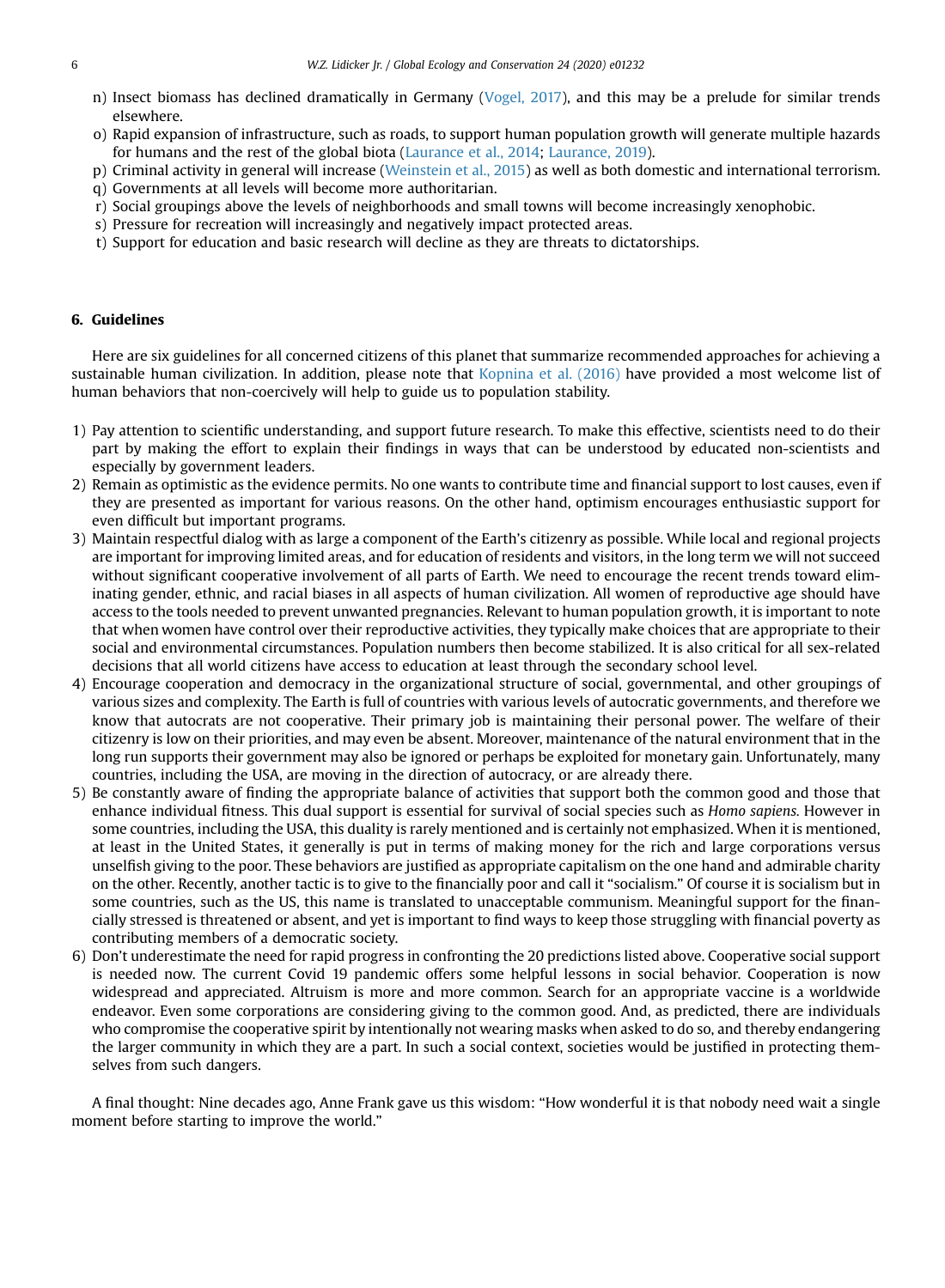n) Insect biomass has declined dramatically in Germany (Vogel, 2017), and this may be a prelude for similar trends elsewhere.
o) Rapid expansion of infrastructure, such as roads, to support human population growth will generate multiple hazards for humans and the rest of the global biota (Laurance et al., 2014; Laurance, 2019).
p) Criminal activity in general will increase (Weinstein et al., 2015) as well as both domestic and international terrorism.
q) Governments at all levels will become more authoritarian.
r) Social groupings above the levels of neighborhoods and small towns will become increasingly xenophobic.
s) Pressure for recreation will increasingly and negatively impact protected areas.
t) Support for education and basic research will decline as they are threats to dictatorships.

## 6. Guidelines

Here are six guidelines for all concerned citizens of this planet that summarize recommended approaches for achieving a sustainable human civilization. In addition, please note that Kopnina et al. (2016) have provided a most welcome list of human behaviors that non-coercively will help to guide us to population stability.

1) Pay attention to scientific understanding, and support future research. To make this effective, scientists need to do their part by making the effort to explain their findings in ways that can be understood by educated non-scientists and especially by government leaders.
2) Remain as optimistic as the evidence permits. No one wants to contribute time and financial support to lost causes, even if they are presented as important for various reasons. On the other hand, optimism encourages enthusiastic support for even difficult but important programs.
3) Maintain respectful dialog with as large a component of the Earth's citizenry as possible. While local and regional projects are important for improving limited areas, and for education of residents and visitors, in the long term we will not succeed without significant cooperative involvement of all parts of Earth. We need to encourage the recent trends toward eliminating gender, ethnic, and racial biases in all aspects of human civilization. All women of reproductive age should have access to the tools needed to prevent unwanted pregnancies. Relevant to human population growth, it is important to note that when women have control over their reproductive activities, they typically make choices that are appropriate to their social and environmental circumstances. Population numbers then become stabilized. It is also critical for all sex-related decisions that all world citizens have access to education at least through the secondary school level.
4) Encourage cooperation and democracy in the organizational structure of social, governmental, and other groupings of various sizes and complexity. The Earth is full of countries with various levels of autocratic governments, and therefore we know that autocrats are not cooperative. Their primary job is maintaining their personal power. The welfare of their citizenry is low on their priorities, and may even be absent. Moreover, maintenance of the natural environment that in the long run supports their government may also be ignored or perhaps be exploited for monetary gain. Unfortunately, many countries, including the USA, are moving in the direction of autocracy, or are already there.
5) Be constantly aware of finding the appropriate balance of activities that support both the common good and those that enhance individual fitness. This dual support is essential for survival of social species such as *Homo sapiens*. However in some countries, including the USA, this duality is rarely mentioned and is certainly not emphasized. When it is mentioned, at least in the United States, it generally is put in terms of making money for the rich and large corporations versus unselfish giving to the poor. These behaviors are justified as appropriate capitalism on the one hand and admirable charity on the other. Recently, another tactic is to give to the financially poor and call it "socialism." Of course it is socialism but in some countries, such as the US, this name is translated to unacceptable communism. Meaningful support for the financially stressed is threatened or absent, and yet is important to find ways to keep those struggling with financial poverty as contributing members of a democratic society.
6) Don't underestimate the need for rapid progress in confronting the 20 predictions listed above. Cooperative social support is needed now. The current Covid 19 pandemic offers some helpful lessons in social behavior. Cooperation is now widespread and appreciated. Altruism is more and more common. Search for an appropriate vaccine is a worldwide endeavor. Even some corporations are considering giving to the common good. And, as predicted, there are individuals who compromise the cooperative spirit by intentionally not wearing masks when asked to do so, and thereby endangering the larger community in which they are a part. In such a social context, societies would be justified in protecting themselves from such dangers.

A final thought: Nine decades ago, Anne Frank gave us this wisdom: "How wonderful it is that nobody need wait a single moment before starting to improve the world."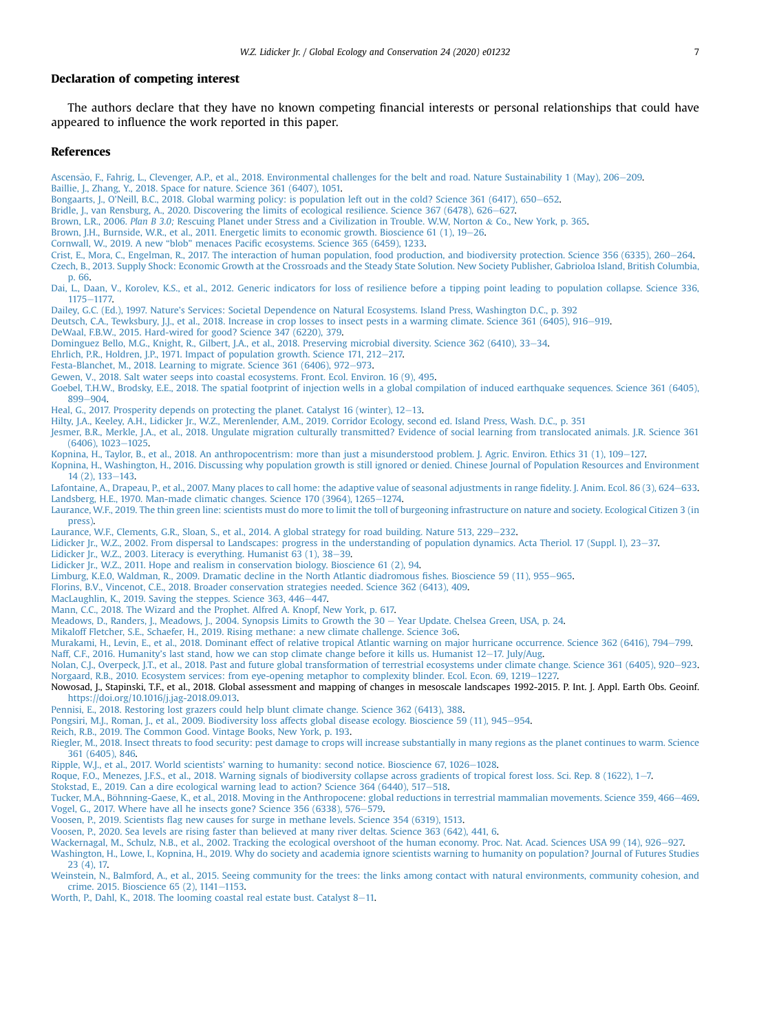## Declaration of competing interest

The authors declare that they have no known competing financial interests or personal relationships that could have appeared to influence the work reported in this paper.

## References

Ascensão, F., Fahrig, L., Clevenger, A.P., et al., 2018. Environmental challenges for the belt and road. Nature Sustainability 1 (May), 206–209.
Baillie, J., Zhang, Y., 2018. Space for nature. Science 361 (6407), 1051.
Bongaarts, J., O'Neill, B.C., 2018. Global warming policy: is population left out in the cold? Science 361 (6417), 650–652.
Bridle, J., van Rensburg, A., 2020. Discovering the limits of ecological resilience. Science 367 (6478), 626–627.
Brown, L.R., 2006. *Plan B 3.0;* Rescuing Planet under Stress and a Civilization in Trouble. W.W, Norton & Co., New York, p. 365.
Brown, J.H., Burnside, W.R., et al., 2011. Energetic limits to economic growth. Bioscience 61 (1), 19–26.
Cornwall, W., 2019. A new "blob" menaces Pacific ecosystems. Science 365 (6459), 1233.
Crist, E., Mora, C., Engelman, R., 2017. The interaction of human population, food production, and biodiversity protection. Science 356 (6335), 260–264.
Czech, B., 2013. Supply Shock: Economic Growth at the Crossroads and the Steady State Solution. New Society Publisher, Gabrioloa Island, British Columbia, p. 66.
Dai, L., Daan, V., Korolev, K.S., et al., 2012. Generic indicators for loss of resilience before a tipping point leading to population collapse. Science 336, 1175–1177.
Dailey, G.C. (Ed.), 1997. Nature's Services: Societal Dependence on Natural Ecosystems. Island Press, Washington D.C., p. 392
Deutsch, C.A., Tewksbury, J.J., et al., 2018. Increase in crop losses to insect pests in a warming climate. Science 361 (6405), 916–919.
DeWaal, F.B.W., 2015. Hard-wired for good? Science 347 (6220), 379.
Dominguez Bello, M.G., Knight, R., Gilbert, J.A., et al., 2018. Preserving microbial diversity. Science 362 (6410), 33–34.
Ehrlich, P.R., Holdren, J.P., 1971. Impact of population growth. Science 171, 212–217.
Festa-Blanchet, M., 2018. Learning to migrate. Science 361 (6406), 972–973.
Gewen, V., 2018. Salt water seeps into coastal ecosystems. Front. Ecol. Environ. 16 (9), 495.
Goebel, T.H.W., Brodsky, E.E., 2018. The spatial footprint of injection wells in a global compilation of induced earthquake sequences. Science 361 (6405), 899–904.
Heal, G., 2017. Prosperity depends on protecting the planet. Catalyst 16 (winter), 12–13.
Hilty, J.A., Keeley, A.H., Lidicker Jr., W.Z., Merenlender, A.M., 2019. Corridor Ecology, second ed. Island Press, Wash. D.C., p. 351
Jesmer, B.R., Merkle, J.A., et al., 2018. Ungulate migration culturally transmitted? Evidence of social learning from translocated animals. J.R. Science 361 (6406), 1023–1025.
Kopnina, H., Taylor, B., et al., 2018. An anthropocentrism: more than just a misunderstood problem. J. Agric. Environ. Ethics 31 (1), 109–127.
Kopnina, H., Washington, H., 2016. Discussing why population growth is still ignored or denied. Chinese Journal of Population Resources and Environment 14 (2), 133–143.
Lafontaine, A., Drapeau, P., et al., 2007. Many places to call home: the adaptive value of seasonal adjustments in range fidelity. J. Anim. Ecol. 86 (3), 624–633.
Landsberg, H.E., 1970. Man-made climatic changes. Science 170 (3964), 1265–1274.
Laurance, W.F., 2019. The thin green line: scientists must do more to limit the toll of burgeoning infrastructure on nature and society. Ecological Citizen 3 (in press).
Laurance, W.F., Clements, G.R., Sloan, S., et al., 2014. A global strategy for road building. Nature 513, 229–232.
Lidicker Jr., W.Z., 2002. From dispersal to Landscapes: progress in the understanding of population dynamics. Acta Theriol. 17 (Suppl. l), 23–37.
Lidicker Jr., W.Z., 2003. Literacy is everything. Humanist 63 (1), 38–39.
Lidicker Jr., W.Z., 2011. Hope and realism in conservation biology. Bioscience 61 (2), 94.
Limburg, K.E.0, Waldman, R., 2009. Dramatic decline in the North Atlantic diadromous fishes. Bioscience 59 (11), 955–965.
Florins, B.V., Vincenot, C.E., 2018. Broader conservation strategies needed. Science 362 (6413), 409.
MacLaughlin, K., 2019. Saving the steppes. Science 363, 446–447.
Mann, C.C., 2018. The Wizard and the Prophet. Alfred A. Knopf, New York, p. 617.
Meadows, D., Randers, J., Meadows, J., 2004. Synopsis Limits to Growth the 30 – Year Update. Chelsea Green, USA, p. 24.
Mikaloff Fletcher, S.E., Schaefer, H., 2019. Rising methane: a new climate challenge. Science 3o6.
Murakami, H., Levin, E., et al., 2018. Dominant effect of relative tropical Atlantic warning on major hurricane occurrence. Science 362 (6416), 794–799.
Naff, C.F., 2016. Humanity's last stand, how we can stop climate change before it kills us. Humanist 12–17. July/Aug.
Nolan, C.J., Overpeck, J.T., et al., 2018. Past and future global transformation of terrestrial ecosystems under climate change. Science 361 (6405), 920–923.
Norgaard, R.B., 2010. Ecosystem services: from eye-opening metaphor to complexity blinder. Ecol. Econ. 69, 1219–1227.
Nowosad, J., Stapinski, T.F., et al., 2018. Global assessment and mapping of changes in mesoscale landscapes 1992-2015. P. Int. J. Appl. Earth Obs. Geoinf. https://doi.org/10.1016/j.jag-2018.09.013.
Pennisi, E., 2018. Restoring lost grazers could help blunt climate change. Science 362 (6413), 388.
Pongsiri, M.J., Roman, J., et al., 2009. Biodiversity loss affects global disease ecology. Bioscience 59 (11), 945–954.
Reich, R.B., 2019. The Common Good. Vintage Books, New York, p. 193.
Riegler, M., 2018. Insect threats to food security: pest damage to crops will increase substantially in many regions as the planet continues to warm. Science 361 (6405), 846.
Ripple, W.J., et al., 2017. World scientists' warning to humanity: second notice. Bioscience 67, 1026–1028.
Roque, F.O., Menezes, J.F.S., et al., 2018. Warning signals of biodiversity collapse across gradients of tropical forest loss. Sci. Rep. 8 (1622), 1–7.
Stokstad, E., 2019. Can a dire ecological warning lead to action? Science 364 (6440), 517–518.
Tucker, M.A., Böhnning-Gaese, K., et al., 2018. Moving in the Anthropocene: global reductions in terrestrial mammalian movements. Science 359, 466–469.
Vogel, G., 2017. Where have all he insects gone? Science 356 (6338), 576–579.
Voosen, P., 2019. Scientists flag new causes for surge in methane levels. Science 354 (6319), 1513.
Voosen, P., 2020. Sea levels are rising faster than believed at many river deltas. Science 363 (642), 441, 6.
Wackernagal, M., Schulz, N.B., et al., 2002. Tracking the ecological overshoot of the human economy. Proc. Nat. Acad. Sciences USA 99 (14), 926–927.
Washington, H., Lowe, I., Kopnina, H., 2019. Why do society and academia ignore scientists warning to humanity on population? Journal of Futures Studies 23 (4), 17.
Weinstein, N., Balmford, A., et al., 2015. Seeing community for the trees: the links among contact with natural environments, community cohesion, and crime. 2015. Bioscience 65 (2), 1141–1153.
Worth, P., Dahl, K., 2018. The looming coastal real estate bust. Catalyst 8–11.